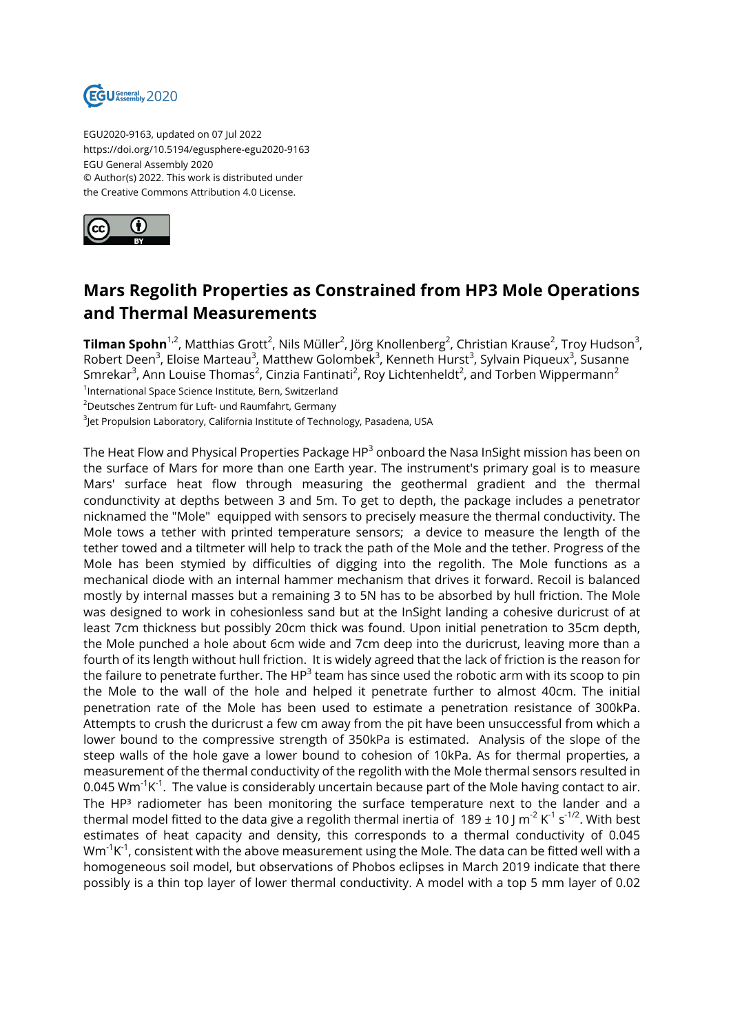EGU2020-9163, updated on 07 Jul 2022
https://doi.org/10.5194/egusphere-egu2020-9163
EGU General Assembly 2020
© Author(s) 2022. This work is distributed under
the Creative Commons Attribution 4.0 License.

# Mars Regolith Properties as Constrained from HP3 Mole Operations and Thermal Measurements

**Tilman Spohn**[1,2], Matthias Grott[2], Nils Müller[2], Jörg Knollenberg[2], Christian Krause[2], Troy Hudson[3], Robert Deen[3], Eloise Marteau[3], Matthew Golombek[3], Kenneth Hurst[3], Sylvain Piqueux[3], Susanne Smrekar[3], Ann Louise Thomas[2], Cinzia Fantinati[2], Roy Lichtenheldt[2], and Torben Wippermann[2]

[1]International Space Science Institute, Bern, Switzerland
[2]Deutsches Zentrum für Luft- und Raumfahrt, Germany
[3]Jet Propulsion Laboratory, California Institute of Technology, Pasadena, USA

The Heat Flow and Physical Properties Package HP$^3$ onboard the Nasa InSight mission has been on the surface of Mars for more than one Earth year. The instrument's primary goal is to measure Mars' surface heat flow through measuring the geothermal gradient and the thermal conductivity at depths between 3 and 5m. To get to depth, the package includes a penetrator nicknamed the "Mole" equipped with sensors to precisely measure the thermal conductivity. The Mole tows a tether with printed temperature sensors; a device to measure the length of the tether towed and a tiltmeter will help to track the path of the Mole and the tether. Progress of the Mole has been stymied by difficulties of digging into the regolith. The Mole functions as a mechanical diode with an internal hammer mechanism that drives it forward. Recoil is balanced mostly by internal masses but a remaining 3 to 5N has to be absorbed by hull friction. The Mole was designed to work in cohesionless sand but at the InSight landing a cohesive duricrust of at least 7cm thickness but possibly 20cm thick was found. Upon initial penetration to 35cm depth, the Mole punched a hole about 6cm wide and 7cm deep into the duricrust, leaving more than a fourth of its length without hull friction. It is widely agreed that the lack of friction is the reason for the failure to penetrate further. The HP$^3$ team has since used the robotic arm with its scoop to pin the Mole to the wall of the hole and helped it penetrate further to almost 40cm. The initial penetration rate of the Mole has been used to estimate a penetration resistance of 300kPa. Attempts to crush the duricrust a few cm away from the pit have been unsuccessful from which a lower bound to the compressive strength of 350kPa is estimated. Analysis of the slope of the steep walls of the hole gave a lower bound to cohesion of 10kPa. As for thermal properties, a measurement of the thermal conductivity of the regolith with the Mole thermal sensors resulted in 0.045 $Wm^{-1}K^{-1}$. The value is considerably uncertain because part of the Mole having contact to air. The HP³ radiometer has been monitoring the surface temperature next to the lander and a thermal model fitted to the data give a regolith thermal inertia of 189 ± 10 $J\,m^{-2}\,K^{-1}\,s^{-1/2}$. With best estimates of heat capacity and density, this corresponds to a thermal conductivity of 0.045 $Wm^{-1}K^{-1}$, consistent with the above measurement using the Mole. The data can be fitted well with a homogeneous soil model, but observations of Phobos eclipses in March 2019 indicate that there possibly is a thin top layer of lower thermal conductivity. A model with a top 5 mm layer of 0.02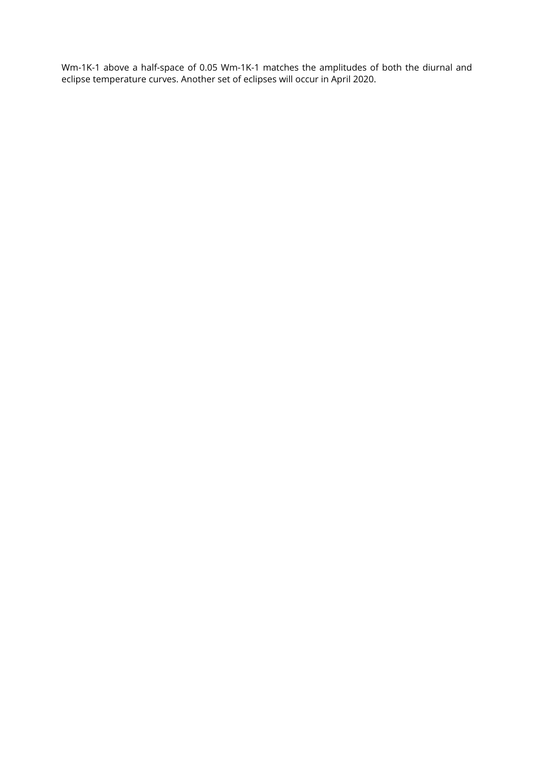Wm-1K-1 above a half-space of 0.05 Wm-1K-1 matches the amplitudes of both the diurnal and eclipse temperature curves. Another set of eclipses will occur in April 2020.